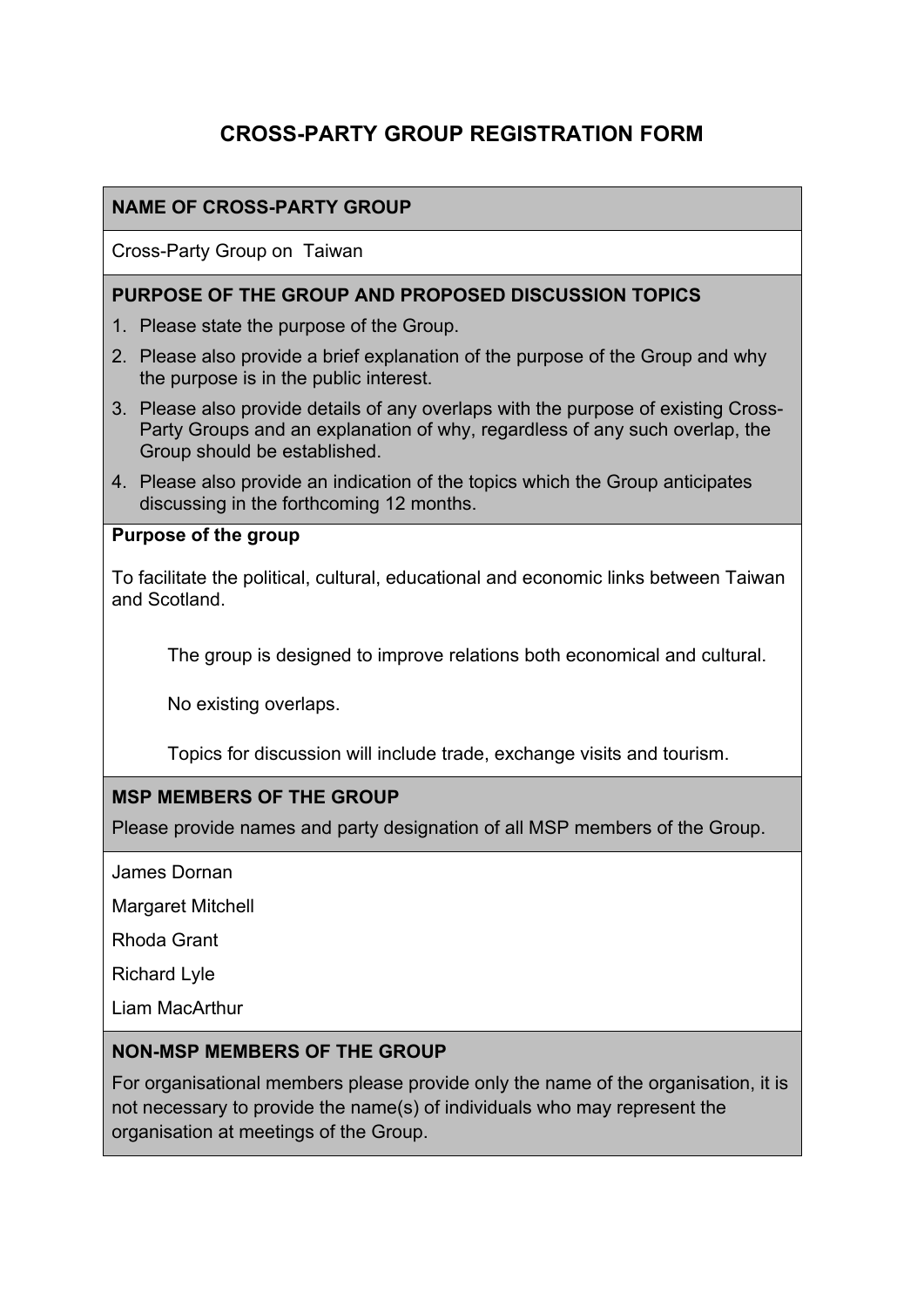# CROSS-PARTY GROUP REGISTRATION FORM

**NAME OF CROSS-PARTY GROUP**

Cross-Party Group on Taiwan

**PURPOSE OF THE GROUP AND PROPOSED DISCUSSION TOPICS**

1. Please state the purpose of the Group.
2. Please also provide a brief explanation of the purpose of the Group and why the purpose is in the public interest.
3. Please also provide details of any overlaps with the purpose of existing Cross-Party Groups and an explanation of why, regardless of any such overlap, the Group should be established.
4. Please also provide an indication of the topics which the Group anticipates discussing in the forthcoming 12 months.

**Purpose of the group**

To facilitate the political, cultural, educational and economic links between Taiwan and Scotland.

The group is designed to improve relations both economical and cultural.

No existing overlaps.

Topics for discussion will include trade, exchange visits and tourism.

**MSP MEMBERS OF THE GROUP**

Please provide names and party designation of all MSP members of the Group.

James Dornan

Margaret Mitchell

Rhoda Grant

Richard Lyle

Liam MacArthur

**NON-MSP MEMBERS OF THE GROUP**

For organisational members please provide only the name of the organisation, it is not necessary to provide the name(s) of individuals who may represent the organisation at meetings of the Group.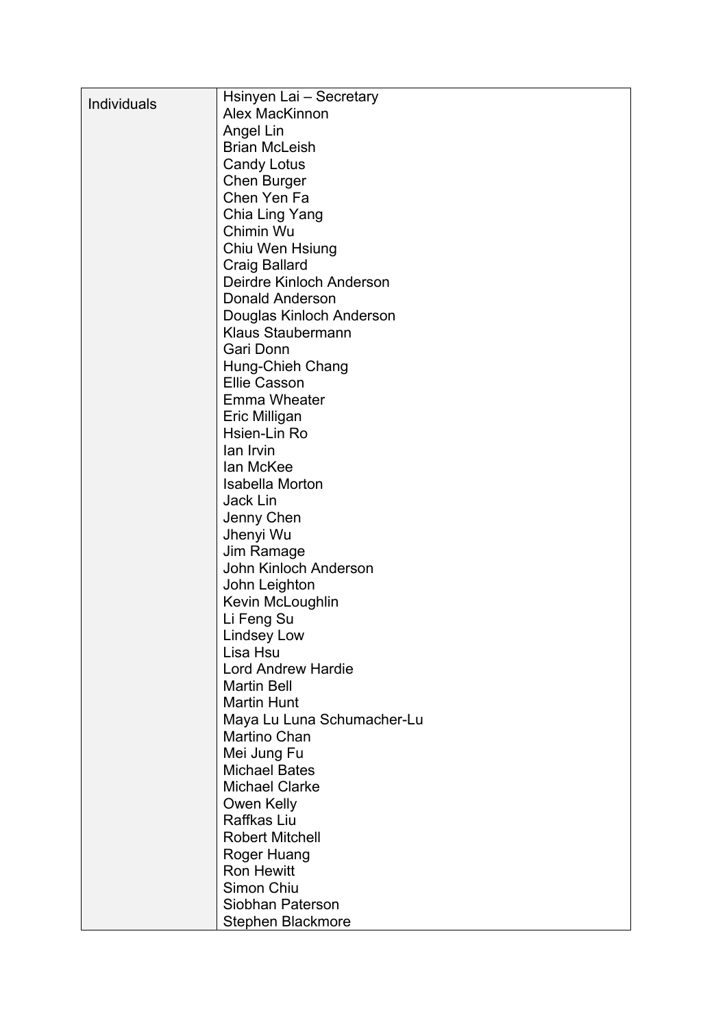| Individuals | Hsinyen Lai – Secretary<br>Alex MacKinnon<br>Angel Lin<br>Brian McLeish<br>Candy Lotus<br>Chen Burger<br>Chen Yen Fa<br>Chia Ling Yang<br>Chimin Wu<br>Chiu Wen Hsiung<br>Craig Ballard<br>Deirdre Kinloch Anderson<br>Donald Anderson<br>Douglas Kinloch Anderson<br>Klaus Staubermann<br>Gari Donn<br>Hung-Chieh Chang<br>Ellie Casson<br>Emma Wheater<br>Eric Milligan<br>Hsien-Lin Ro<br>Ian Irvin<br>Ian McKee<br>Isabella Morton<br>Jack Lin<br>Jenny Chen<br>Jhenyi Wu<br>Jim Ramage<br>John Kinloch Anderson<br>John Leighton<br>Kevin McLoughlin<br>Li Feng Su<br>Lindsey Low<br>Lisa Hsu<br>Lord Andrew Hardie<br>Martin Bell<br>Martin Hunt<br>Maya Lu Luna Schumacher-Lu<br>Martino Chan<br>Mei Jung Fu<br>Michael Bates<br>Michael Clarke<br>Owen Kelly<br>Raffkas Liu<br>Robert Mitchell<br>Roger Huang<br>Ron Hewitt<br>Simon Chiu<br>Siobhan Paterson<br>Stephen Blackmore |
|---|---|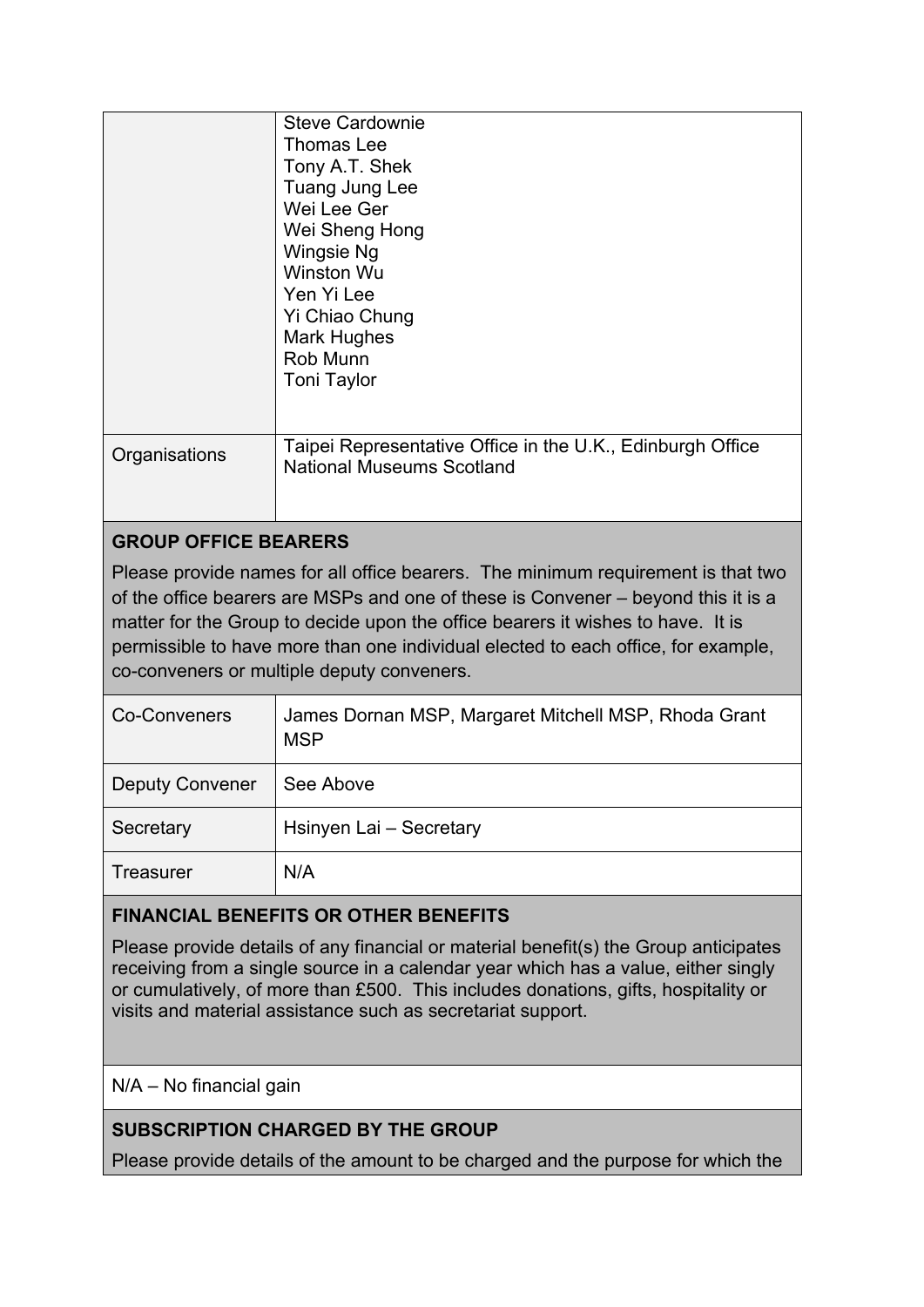| | |
|---|---|
| | Steve Cardownie<br>Thomas Lee<br>Tony A.T. Shek<br>Tuang Jung Lee<br>Wei Lee Ger<br>Wei Sheng Hong<br>Wingsie Ng<br>Winston Wu<br>Yen Yi Lee<br>Yi Chiao Chung<br>Mark Hughes<br>Rob Munn<br>Toni Taylor |
| Organisations | Taipei Representative Office in the U.K., Edinburgh Office<br>National Museums Scotland |

**GROUP OFFICE BEARERS**

Please provide names for all office bearers. The minimum requirement is that two of the office bearers are MSPs and one of these is Convener – beyond this it is a matter for the Group to decide upon the office bearers it wishes to have. It is permissible to have more than one individual elected to each office, for example, co-conveners or multiple deputy conveners.

| | |
|---|---|
| Co-Conveners | James Dornan MSP, Margaret Mitchell MSP, Rhoda Grant MSP |
| Deputy Convener | See Above |
| Secretary | Hsinyen Lai – Secretary |
| Treasurer | N/A |

**FINANCIAL BENEFITS OR OTHER BENEFITS**

Please provide details of any financial or material benefit(s) the Group anticipates receiving from a single source in a calendar year which has a value, either singly or cumulatively, of more than £500. This includes donations, gifts, hospitality or visits and material assistance such as secretariat support.

N/A – No financial gain

**SUBSCRIPTION CHARGED BY THE GROUP**

Please provide details of the amount to be charged and the purpose for which the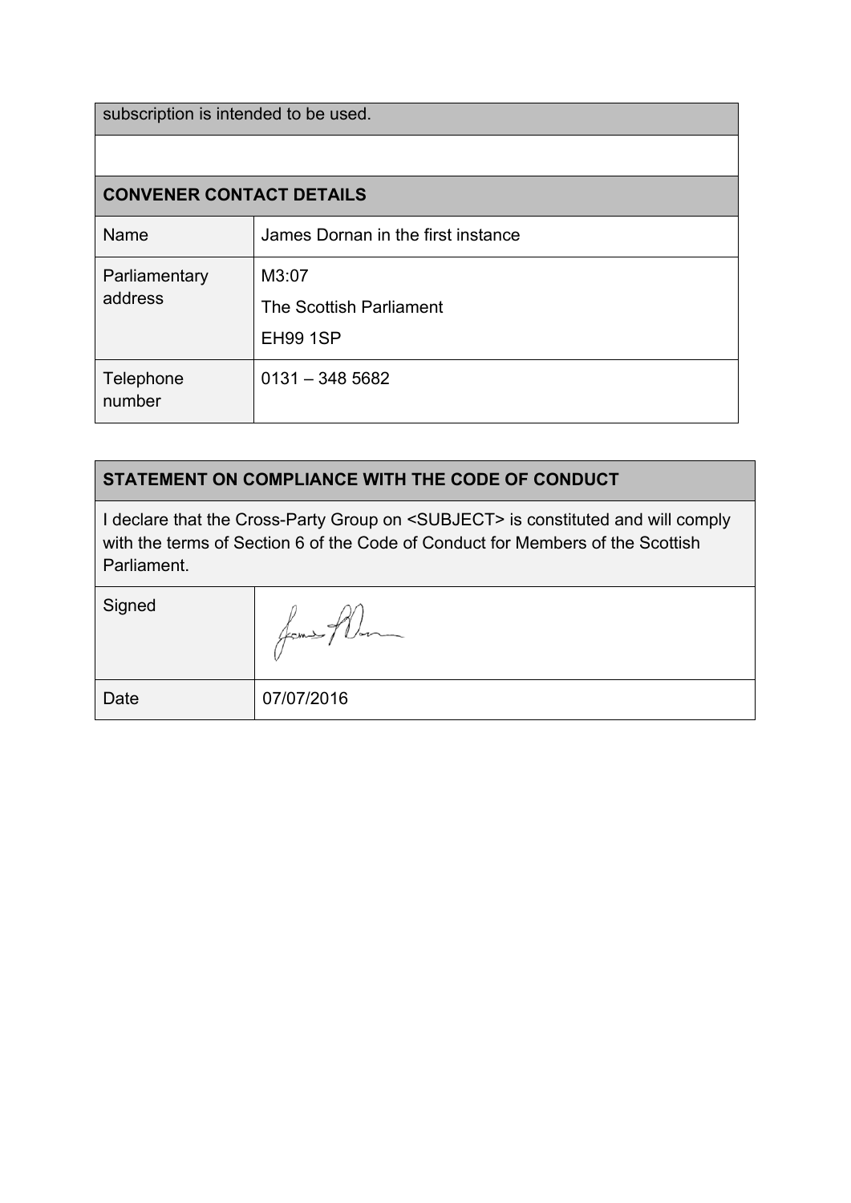| |
|---|
| subscription is intended to be used. |
| |

| CONVENER CONTACT DETAILS | |
|---|---|
| Name | James Dornan in the first instance |
| Parliamentary address | M3:07<br>The Scottish Parliament<br>EH99 1SP |
| Telephone number | 0131 – 348 5682 |

| STATEMENT ON COMPLIANCE WITH THE CODE OF CONDUCT | |
|---|---|
| I declare that the Cross-Party Group on <SUBJECT> is constituted and will comply with the terms of Section 6 of the Code of Conduct for Members of the Scottish Parliament. | |
| Signed | |
| Date | 07/07/2016 |